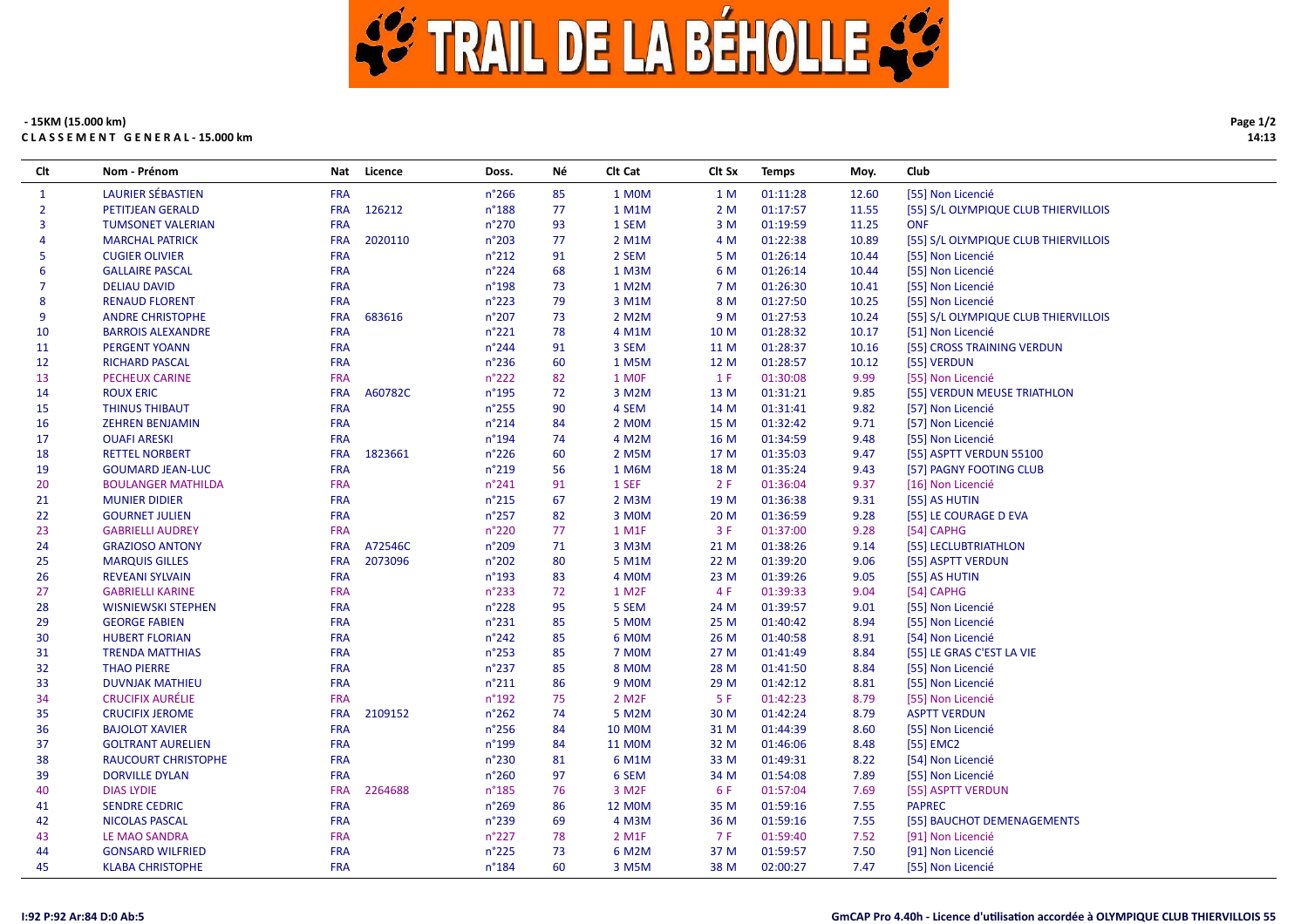# TRAIL DE LA BÉHOLLE

**- 15KM (15.000 km)**
**C L A S S E M E N T  G E N E R A L - 15.000 km**

| Clt | Nom - Prénom | Nat | Licence | Doss. | Né | Clt Cat | Clt Sx | Temps | Moy. | Club |
|---|---|---|---|---|---|---|---|---|---|---|
| 1 | LAURIER SÉBASTIEN | FRA | | n°266 | 85 | 1 M0M | 1 M | 01:11:28 | 12.60 | [55] Non Licencié |
| 2 | PETITJEAN GERALD | FRA | 126212 | n°188 | 77 | 1 M1M | 2 M | 01:17:57 | 11.55 | [55] S/L OLYMPIQUE CLUB THIERVILLOIS |
| 3 | TUMSONET VALERIAN | FRA | | n°270 | 93 | 1 SEM | 3 M | 01:19:59 | 11.25 | ONF |
| 4 | MARCHAL PATRICK | FRA | 2020110 | n°203 | 77 | 2 M1M | 4 M | 01:22:38 | 10.89 | [55] S/L OLYMPIQUE CLUB THIERVILLOIS |
| 5 | CUGIER OLIVIER | FRA | | n°212 | 91 | 2 SEM | 5 M | 01:26:14 | 10.44 | [55] Non Licencié |
| 6 | GALLAIRE PASCAL | FRA | | n°224 | 68 | 1 M3M | 6 M | 01:26:14 | 10.44 | [55] Non Licencié |
| 7 | DELIAU DAVID | FRA | | n°198 | 73 | 1 M2M | 7 M | 01:26:30 | 10.41 | [55] Non Licencié |
| 8 | RENAUD FLORENT | FRA | | n°223 | 79 | 3 M1M | 8 M | 01:27:50 | 10.25 | [55] Non Licencié |
| 9 | ANDRE CHRISTOPHE | FRA | 683616 | n°207 | 73 | 2 M2M | 9 M | 01:27:53 | 10.24 | [55] S/L OLYMPIQUE CLUB THIERVILLOIS |
| 10 | BARROIS ALEXANDRE | FRA | | n°221 | 78 | 4 M1M | 10 M | 01:28:32 | 10.17 | [51] Non Licencié |
| 11 | PERGENT YOANN | FRA | | n°244 | 91 | 3 SEM | 11 M | 01:28:37 | 10.16 | [55] CROSS TRAINING VERDUN |
| 12 | RICHARD PASCAL | FRA | | n°236 | 60 | 1 M5M | 12 M | 01:28:57 | 10.12 | [55] VERDUN |
| 13 | PECHEUX CARINE | FRA | | n°222 | 82 | 1 M0F | 1 F | 01:30:08 | 9.99 | [55] Non Licencié |
| 14 | ROUX ERIC | FRA | A60782C | n°195 | 72 | 3 M2M | 13 M | 01:31:21 | 9.85 | [55] VERDUN MEUSE TRIATHLON |
| 15 | THINUS THIBAUT | FRA | | n°255 | 90 | 4 SEM | 14 M | 01:31:41 | 9.82 | [57] Non Licencié |
| 16 | ZEHREN BENJAMIN | FRA | | n°214 | 84 | 2 M0M | 15 M | 01:32:42 | 9.71 | [57] Non Licencié |
| 17 | OUAFI ARESKI | FRA | | n°194 | 74 | 4 M2M | 16 M | 01:34:59 | 9.48 | [55] Non Licencié |
| 18 | RETTEL NORBERT | FRA | 1823661 | n°226 | 60 | 2 M5M | 17 M | 01:35:03 | 9.47 | [55] ASPTT VERDUN 55100 |
| 19 | GOUMARD JEAN-LUC | FRA | | n°219 | 56 | 1 M6M | 18 M | 01:35:24 | 9.43 | [57] PAGNY FOOTING CLUB |
| 20 | BOULANGER MATHILDA | FRA | | n°241 | 91 | 1 SEF | 2 F | 01:36:04 | 9.37 | [16] Non Licencié |
| 21 | MUNIER DIDIER | FRA | | n°215 | 67 | 2 M3M | 19 M | 01:36:38 | 9.31 | [55] AS HUTIN |
| 22 | GOURNET JULIEN | FRA | | n°257 | 82 | 3 M0M | 20 M | 01:36:59 | 9.28 | [55] LE COURAGE D EVA |
| 23 | GABRIELLI AUDREY | FRA | | n°220 | 77 | 1 M1F | 3 F | 01:37:00 | 9.28 | [54] CAPHG |
| 24 | GRAZIOSO ANTONY | FRA | A72546C | n°209 | 71 | 3 M3M | 21 M | 01:38:26 | 9.14 | [55] LECLUBTRIATHLON |
| 25 | MARQUIS GILLES | FRA | 2073096 | n°202 | 80 | 5 M1M | 22 M | 01:39:20 | 9.06 | [55] ASPTT VERDUN |
| 26 | REVEANI SYLVAIN | FRA | | n°193 | 83 | 4 M0M | 23 M | 01:39:26 | 9.05 | [55] AS HUTIN |
| 27 | GABRIELLI KARINE | FRA | | n°233 | 72 | 1 M2F | 4 F | 01:39:33 | 9.04 | [54] CAPHG |
| 28 | WISNIEWSKI STEPHEN | FRA | | n°228 | 95 | 5 SEM | 24 M | 01:39:57 | 9.01 | [55] Non Licencié |
| 29 | GEORGE FABIEN | FRA | | n°231 | 85 | 5 M0M | 25 M | 01:40:42 | 8.94 | [55] Non Licencié |
| 30 | HUBERT FLORIAN | FRA | | n°242 | 85 | 6 M0M | 26 M | 01:40:58 | 8.91 | [54] Non Licencié |
| 31 | TRENDA MATTHIAS | FRA | | n°253 | 85 | 7 M0M | 27 M | 01:41:49 | 8.84 | [55] LE GRAS C'EST LA VIE |
| 32 | THAO PIERRE | FRA | | n°237 | 85 | 8 M0M | 28 M | 01:41:50 | 8.84 | [55] Non Licencié |
| 33 | DUVNJAK MATHIEU | FRA | | n°211 | 86 | 9 M0M | 29 M | 01:42:12 | 8.81 | [55] Non Licencié |
| 34 | CRUCIFIX AURÉLIE | FRA | | n°192 | 75 | 2 M2F | 5 F | 01:42:23 | 8.79 | [55] Non Licencié |
| 35 | CRUCIFIX JEROME | FRA | 2109152 | n°262 | 74 | 5 M2M | 30 M | 01:42:24 | 8.79 | ASPTT VERDUN |
| 36 | BAJOLOT XAVIER | FRA | | n°256 | 84 | 10 M0M | 31 M | 01:44:39 | 8.60 | [55] Non Licencié |
| 37 | GOLTRANT AURELIEN | FRA | | n°199 | 84 | 11 M0M | 32 M | 01:46:06 | 8.48 | [55] EMC2 |
| 38 | RAUCOURT CHRISTOPHE | FRA | | n°230 | 81 | 6 M1M | 33 M | 01:49:31 | 8.22 | [54] Non Licencié |
| 39 | DORVILLE DYLAN | FRA | | n°260 | 97 | 6 SEM | 34 M | 01:54:08 | 7.89 | [55] Non Licencié |
| 40 | DIAS LYDIE | FRA | 2264688 | n°185 | 76 | 3 M2F | 6 F | 01:57:04 | 7.69 | [55] ASPTT VERDUN |
| 41 | SENDRE CEDRIC | FRA | | n°269 | 86 | 12 M0M | 35 M | 01:59:16 | 7.55 | PAPREC |
| 42 | NICOLAS PASCAL | FRA | | n°239 | 69 | 4 M3M | 36 M | 01:59:16 | 7.55 | [55] BAUCHOT DEMENAGEMENTS |
| 43 | LE MAO SANDRA | FRA | | n°227 | 78 | 2 M1F | 7 F | 01:59:40 | 7.52 | [91] Non Licencié |
| 44 | GONSARD WILFRIED | FRA | | n°225 | 73 | 6 M2M | 37 M | 01:59:57 | 7.50 | [91] Non Licencié |
| 45 | KLABA CHRISTOPHE | FRA | | n°184 | 60 | 3 M5M | 38 M | 02:00:27 | 7.47 | [55] Non Licencié |

I:92 P:92 Ar:84 D:0 Ab:5

GmCAP Pro 4.40h - Licence d'utilisation accordée à OLYMPIQUE CLUB THIERVILLOIS 55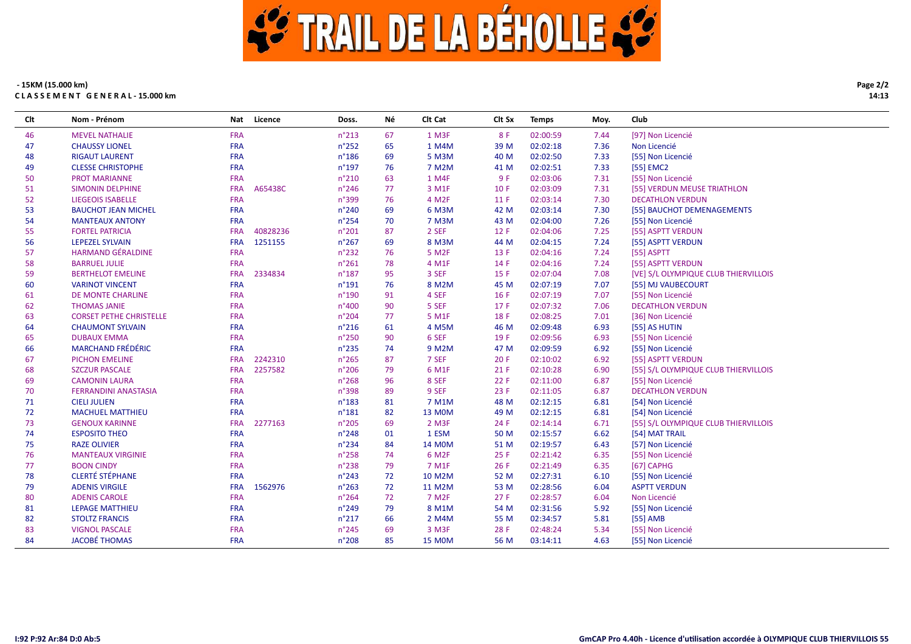# TRAIL DE LA BÉHOLLE

**- 15KM (15.000 km)**
**C L A S S E M E N T  G E N E R A L - 15.000 km**

| Clt | Nom - Prénom | Nat | Licence | Doss. | Né | Clt Cat | Clt Sx | Temps | Moy. | Club |
|---|---|---|---|---|---|---|---|---|---|---|
| 46 | MEVEL NATHALIE | FRA | | n°213 | 67 | 1 M3F | 8 F | 02:00:59 | 7.44 | [97] Non Licencié |
| 47 | CHAUSSY LIONEL | FRA | | n°252 | 65 | 1 M4M | 39 M | 02:02:18 | 7.36 | Non Licencié |
| 48 | RIGAUT LAURENT | FRA | | n°186 | 69 | 5 M3M | 40 M | 02:02:50 | 7.33 | [55] Non Licencié |
| 49 | CLESSE CHRISTOPHE | FRA | | n°197 | 76 | 7 M2M | 41 M | 02:02:51 | 7.33 | [55] EMC2 |
| 50 | PROT MARIANNE | FRA | | n°210 | 63 | 1 M4F | 9 F | 02:03:06 | 7.31 | [55] Non Licencié |
| 51 | SIMONIN DELPHINE | FRA | A65438C | n°246 | 77 | 3 M1F | 10 F | 02:03:09 | 7.31 | [55] VERDUN MEUSE TRIATHLON |
| 52 | LIEGEOIS ISABELLE | FRA | | n°399 | 76 | 4 M2F | 11 F | 02:03:14 | 7.30 | DECATHLON VERDUN |
| 53 | BAUCHOT JEAN MICHEL | FRA | | n°240 | 69 | 6 M3M | 42 M | 02:03:14 | 7.30 | [55] BAUCHOT DEMENAGEMENTS |
| 54 | MANTEAUX ANTONY | FRA | | n°254 | 70 | 7 M3M | 43 M | 02:04:00 | 7.26 | [55] Non Licencié |
| 55 | FORTEL PATRICIA | FRA | 40828236 | n°201 | 87 | 2 SEF | 12 F | 02:04:06 | 7.25 | [55] ASPTT VERDUN |
| 56 | LEPEZEL SYLVAIN | FRA | 1251155 | n°267 | 69 | 8 M3M | 44 M | 02:04:15 | 7.24 | [55] ASPTT VERDUN |
| 57 | HARMAND GÉRALDINE | FRA | | n°232 | 76 | 5 M2F | 13 F | 02:04:16 | 7.24 | [55] ASPTT |
| 58 | BARRUEL JULIE | FRA | | n°261 | 78 | 4 M1F | 14 F | 02:04:16 | 7.24 | [55] ASPTT VERDUN |
| 59 | BERTHELOT EMELINE | FRA | 2334834 | n°187 | 95 | 3 SEF | 15 F | 02:07:04 | 7.08 | [VE] S/L OLYMPIQUE CLUB THIERVILLOIS |
| 60 | VARINOT VINCENT | FRA | | n°191 | 76 | 8 M2M | 45 M | 02:07:19 | 7.07 | [55] MJ VAUBECOURT |
| 61 | DE MONTE CHARLINE | FRA | | n°190 | 91 | 4 SEF | 16 F | 02:07:19 | 7.07 | [55] Non Licencié |
| 62 | THOMAS JANIE | FRA | | n°400 | 90 | 5 SEF | 17 F | 02:07:32 | 7.06 | DECATHLON VERDUN |
| 63 | CORSET PETHE CHRISTELLE | FRA | | n°204 | 77 | 5 M1F | 18 F | 02:08:25 | 7.01 | [36] Non Licencié |
| 64 | CHAUMONT SYLVAIN | FRA | | n°216 | 61 | 4 M5M | 46 M | 02:09:48 | 6.93 | [55] AS HUTIN |
| 65 | DUBAUX EMMA | FRA | | n°250 | 90 | 6 SEF | 19 F | 02:09:56 | 6.93 | [55] Non Licencié |
| 66 | MARCHAND FRÉDÉRIC | FRA | | n°235 | 74 | 9 M2M | 47 M | 02:09:59 | 6.92 | [55] Non Licencié |
| 67 | PICHON EMELINE | FRA | 2242310 | n°265 | 87 | 7 SEF | 20 F | 02:10:02 | 6.92 | [55] ASPTT VERDUN |
| 68 | SZCZUR PASCALE | FRA | 2257582 | n°206 | 79 | 6 M1F | 21 F | 02:10:28 | 6.90 | [55] S/L OLYMPIQUE CLUB THIERVILLOIS |
| 69 | CAMONIN LAURA | FRA | | n°268 | 96 | 8 SEF | 22 F | 02:11:00 | 6.87 | [55] Non Licencié |
| 70 | FERRANDINI ANASTASIA | FRA | | n°398 | 89 | 9 SEF | 23 F | 02:11:05 | 6.87 | DECATHLON VERDUN |
| 71 | CIELI JULIEN | FRA | | n°183 | 81 | 7 M1M | 48 M | 02:12:15 | 6.81 | [54] Non Licencié |
| 72 | MACHUEL MATTHIEU | FRA | | n°181 | 82 | 13 M0M | 49 M | 02:12:15 | 6.81 | [54] Non Licencié |
| 73 | GENOUX KARINNE | FRA | 2277163 | n°205 | 69 | 2 M3F | 24 F | 02:14:14 | 6.71 | [55] S/L OLYMPIQUE CLUB THIERVILLOIS |
| 74 | ESPOSITO THEO | FRA | | n°248 | 01 | 1 ESM | 50 M | 02:15:57 | 6.62 | [54] MAT TRAIL |
| 75 | RAZE OLIVIER | FRA | | n°234 | 84 | 14 M0M | 51 M | 02:19:57 | 6.43 | [57] Non Licencié |
| 76 | MANTEAUX VIRGINIE | FRA | | n°258 | 74 | 6 M2F | 25 F | 02:21:42 | 6.35 | [55] Non Licencié |
| 77 | BOON CINDY | FRA | | n°238 | 79 | 7 M1F | 26 F | 02:21:49 | 6.35 | [67] CAPHG |
| 78 | CLERTÉ STÉPHANE | FRA | | n°243 | 72 | 10 M2M | 52 M | 02:27:31 | 6.10 | [55] Non Licencié |
| 79 | ADENIS VIRGILE | FRA | 1562976 | n°263 | 72 | 11 M2M | 53 M | 02:28:56 | 6.04 | ASPTT VERDUN |
| 80 | ADENIS CAROLE | FRA | | n°264 | 72 | 7 M2F | 27 F | 02:28:57 | 6.04 | Non Licencié |
| 81 | LEPAGE MATTHIEU | FRA | | n°249 | 79 | 8 M1M | 54 M | 02:31:56 | 5.92 | [55] Non Licencié |
| 82 | STOLTZ FRANCIS | FRA | | n°217 | 66 | 2 M4M | 55 M | 02:34:57 | 5.81 | [55] AMB |
| 83 | VIGNOL PASCALE | FRA | | n°245 | 69 | 3 M3F | 28 F | 02:48:24 | 5.34 | [55] Non Licencié |
| 84 | JACOBÉ THOMAS | FRA | | n°208 | 85 | 15 M0M | 56 M | 03:14:11 | 4.63 | [55] Non Licencié |

I:92 P:92 Ar:84 D:0 Ab:5

GmCAP Pro 4.40h - Licence d'utilisation accordée à OLYMPIQUE CLUB THIERVILLOIS 55